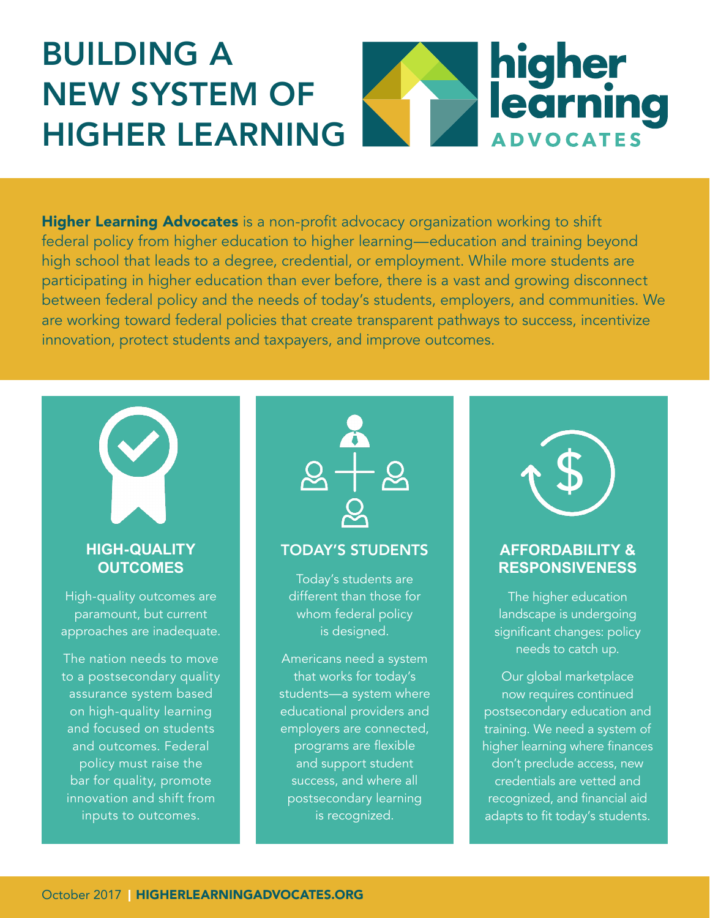# BUILDING A NEW SYSTEM OF HIGHER LEARNING

higher learning ADVOCATES

**Higher Learning Advocates** is a non-profit advocacy organization working to shift federal policy from higher education to higher learning—education and training beyond high school that leads to a degree, credential, or employment. While more students are participating in higher education than ever before, there is a vast and growing disconnect between federal policy and the needs of today's students, employers, and communities. We are working toward federal policies that create transparent pathways to success, incentivize innovation, protect students and taxpayers, and improve outcomes.

## HIGH-QUALITY OUTCOMES

High-quality outcomes are paramount, but current approaches are inadequate.

The nation needs to move to a postsecondary quality assurance system based on high-quality learning and focused on students and outcomes. Federal policy must raise the bar for quality, promote innovation and shift from inputs to outcomes.

## TODAY'S STUDENTS

Today's students are different than those for whom federal policy is designed.

Americans need a system that works for today's students—a system where educational providers and employers are connected, programs are flexible and support student success, and where all postsecondary learning is recognized.

## AFFORDABILITY & RESPONSIVENESS

The higher education landscape is undergoing significant changes: policy needs to catch up.

Our global marketplace now requires continued postsecondary education and training. We need a system of higher learning where finances don't preclude access, new credentials are vetted and recognized, and financial aid adapts to fit today's students.

October 2017 | **HIGHERLEARNINGADVOCATES.ORG**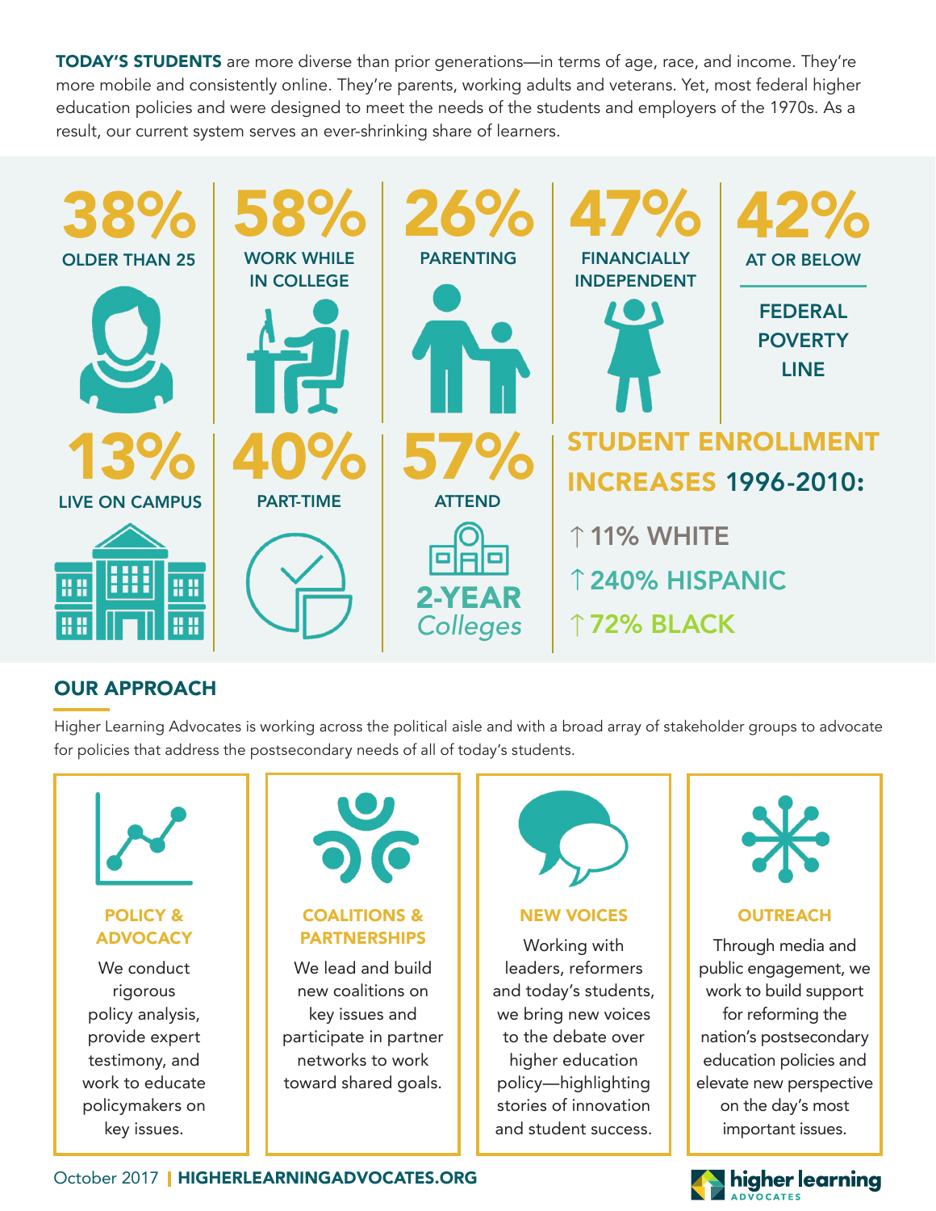**TODAY'S STUDENTS** are more diverse than prior generations—in terms of age, race, and income. They're more mobile and consistently online. They're parents, working adults and veterans. Yet, most federal higher education policies and were designed to meet the needs of the students and employers of the 1970s. As a result, our current system serves an ever-shrinking share of learners.

**38%** OLDER THAN 25

**58%** WORK WHILE IN COLLEGE

**26%** PARENTING

**47%** FINANCIALLY INDEPENDENT

**42%** AT OR BELOW FEDERAL POVERTY LINE

**13%** LIVE ON CAMPUS

**40%** PART-TIME

**57%** ATTEND 2-YEAR *Colleges*

**STUDENT ENROLLMENT INCREASES 1996-2010:**

- ↑ 11% WHITE
- ↑ 240% HISPANIC
- ↑ 72% BLACK

## OUR APPROACH

Higher Learning Advocates is working across the political aisle and with a broad array of stakeholder groups to advocate for policies that address the postsecondary needs of all of today's students.

### POLICY & ADVOCACY

We conduct rigorous policy analysis, provide expert testimony, and work to educate policymakers on key issues.

### COALITIONS & PARTNERSHIPS

We lead and build new coalitions on key issues and participate in partner networks to work toward shared goals.

### NEW VOICES

Working with leaders, reformers and today's students, we bring new voices to the debate over higher education policy—highlighting stories of innovation and student success.

### OUTREACH

Through media and public engagement, we work to build support for reforming the nation's postsecondary education policies and elevate new perspective on the day's most important issues.

October 2017 | **HIGHERLEARNINGADVOCATES.ORG**

higher learning ADVOCATES